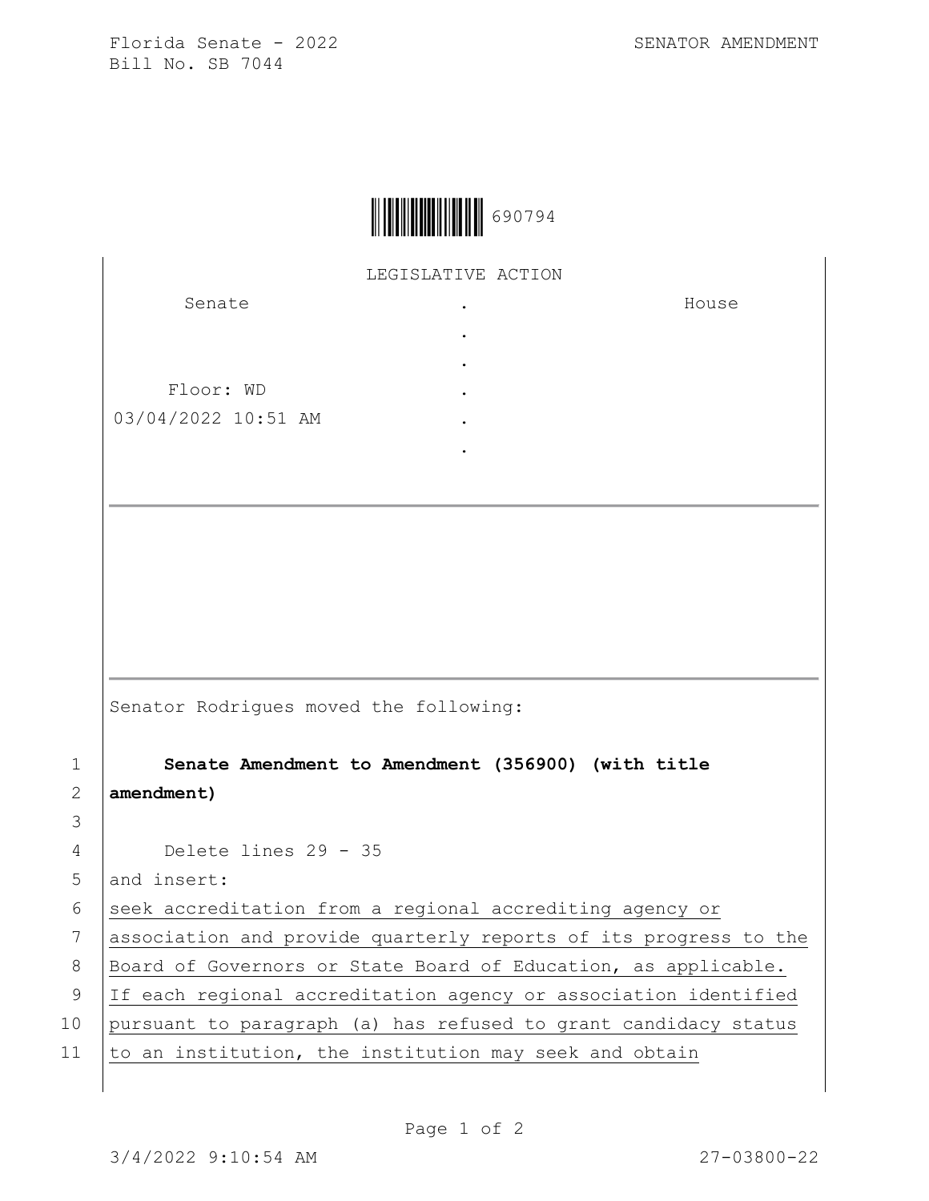Florida Senate - 2022
Bill No. SB 7044

SENATOR AMENDMENT

690794

LEGISLATIVE ACTION

| Senate | | House |
| --- | --- | --- |
| | . | |
| | . | |
| | . | |
| Floor: WD | . | |
| 03/04/2022 10:51 AM | . | |
| | . | |

Senator Rodrigues moved the following:

1 **Senate Amendment to Amendment (356900) (with title**
2 **amendment)**
3
4 Delete lines 29 - 35
5 and insert:
6 seek accreditation from a regional accrediting agency or
7 association and provide quarterly reports of its progress to the
8 Board of Governors or State Board of Education, as applicable.
9 If each regional accreditation agency or association identified
10 pursuant to paragraph (a) has refused to grant candidacy status
11 to an institution, the institution may seek and obtain

3/4/2022 9:10:54 AM 27-03800-22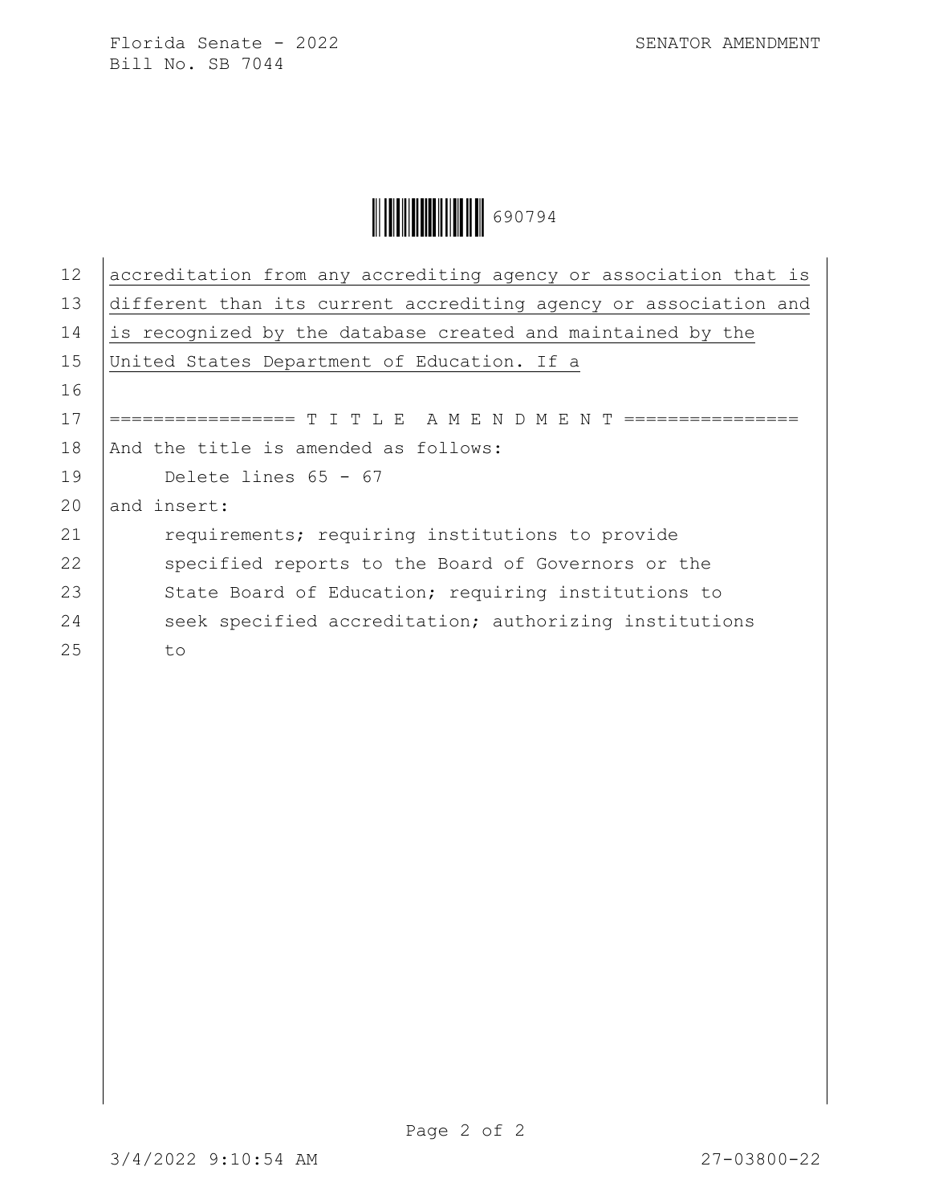accreditation from any accrediting agency or association that is different than its current accrediting agency or association and is recognized by the database created and maintained by the United States Department of Education. If a

================= T I T L E A M E N D M E N T ================

And the title is amended as follows:

Delete lines 65 - 67

and insert:

requirements; requiring institutions to provide specified reports to the Board of Governors or the State Board of Education; requiring institutions to seek specified accreditation; authorizing institutions to